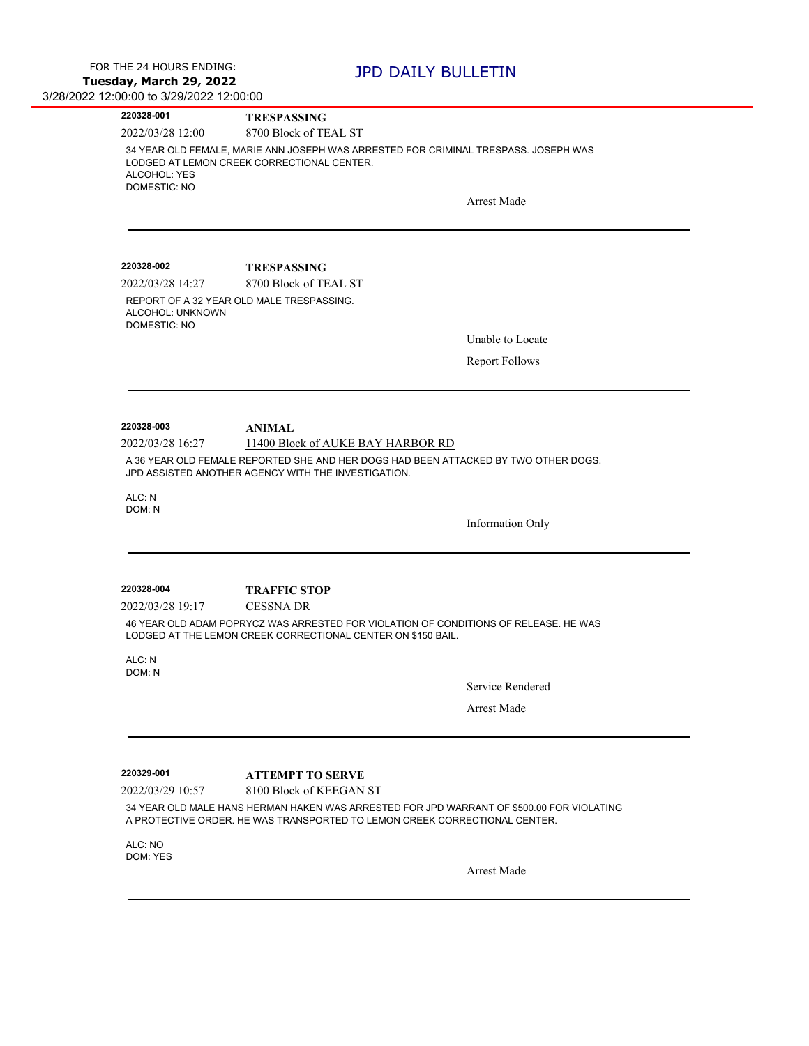FOR THE 24 HOURS ENDING:
**Tuesday, March 29, 2022**
3/28/2022 12:00:00 to 3/29/2022 12:00:00

# JPD DAILY BULLETIN

---

**220328-001** **TRESPASSING**

2022/03/28 12:00 8700 Block of TEAL ST

34 YEAR OLD FEMALE, MARIE ANN JOSEPH WAS ARRESTED FOR CRIMINAL TRESPASS. JOSEPH WAS LODGED AT LEMON CREEK CORRECTIONAL CENTER.
ALCOHOL: YES
DOMESTIC: NO

Arrest Made

---

**220328-002** **TRESPASSING**

2022/03/28 14:27 8700 Block of TEAL ST

REPORT OF A 32 YEAR OLD MALE TRESPASSING.
ALCOHOL: UNKNOWN
DOMESTIC: NO

Unable to Locate

Report Follows

---

**220328-003** **ANIMAL**

2022/03/28 16:27 11400 Block of AUKE BAY HARBOR RD

A 36 YEAR OLD FEMALE REPORTED SHE AND HER DOGS HAD BEEN ATTACKED BY TWO OTHER DOGS. JPD ASSISTED ANOTHER AGENCY WITH THE INVESTIGATION.

ALC: N
DOM: N

Information Only

---

**220328-004** **TRAFFIC STOP**

2022/03/28 19:17 CESSNA DR

46 YEAR OLD ADAM POPRYCZ WAS ARRESTED FOR VIOLATION OF CONDITIONS OF RELEASE. HE WAS LODGED AT THE LEMON CREEK CORRECTIONAL CENTER ON $150 BAIL.

ALC: N
DOM: N

Service Rendered

Arrest Made

---

**220329-001** **ATTEMPT TO SERVE**

2022/03/29 10:57 8100 Block of KEEGAN ST

34 YEAR OLD MALE HANS HERMAN HAKEN WAS ARRESTED FOR JPD WARRANT OF $500.00 FOR VIOLATING A PROTECTIVE ORDER. HE WAS TRANSPORTED TO LEMON CREEK CORRECTIONAL CENTER.

ALC: NO
DOM: YES

Arrest Made

---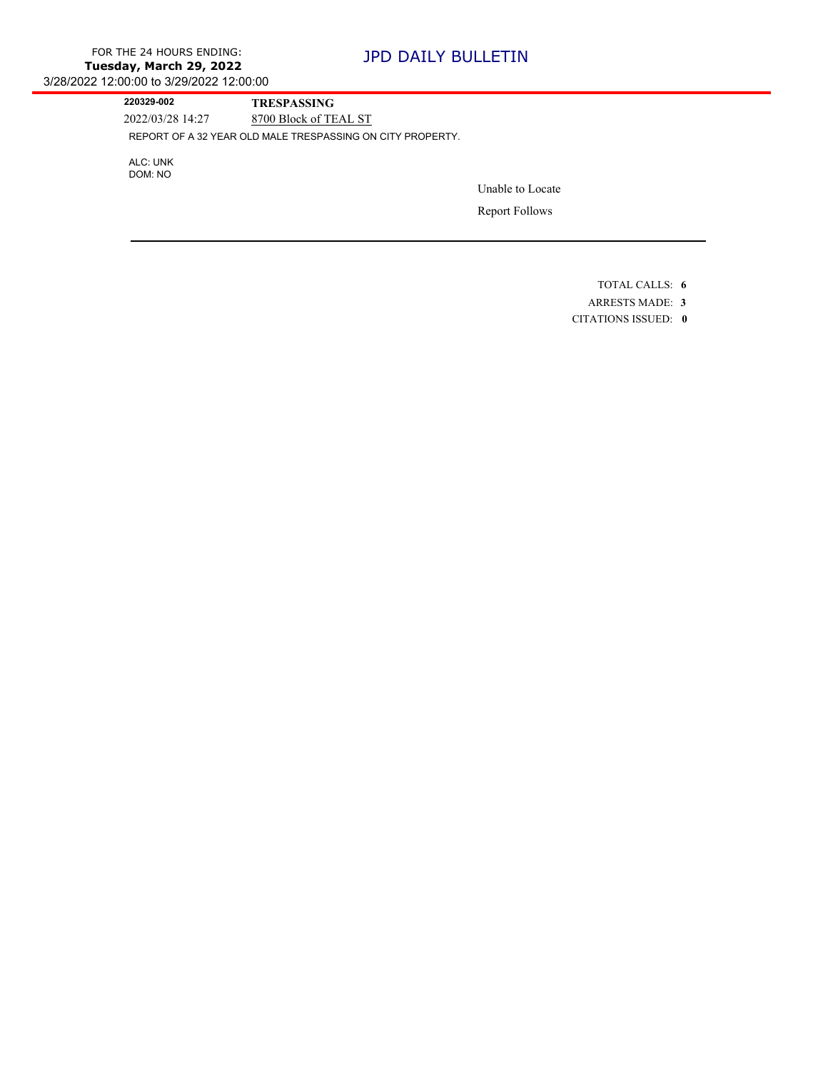**220329-002** **TRESPASSING**

2022/03/28 14:27 8700 Block of TEAL ST

REPORT OF A 32 YEAR OLD MALE TRESPASSING ON CITY PROPERTY.

ALC: UNK
DOM: NO

Unable to Locate

Report Follows

---

TOTAL CALLS: **6**

ARRESTS MADE: **3**

CITATIONS ISSUED: **0**